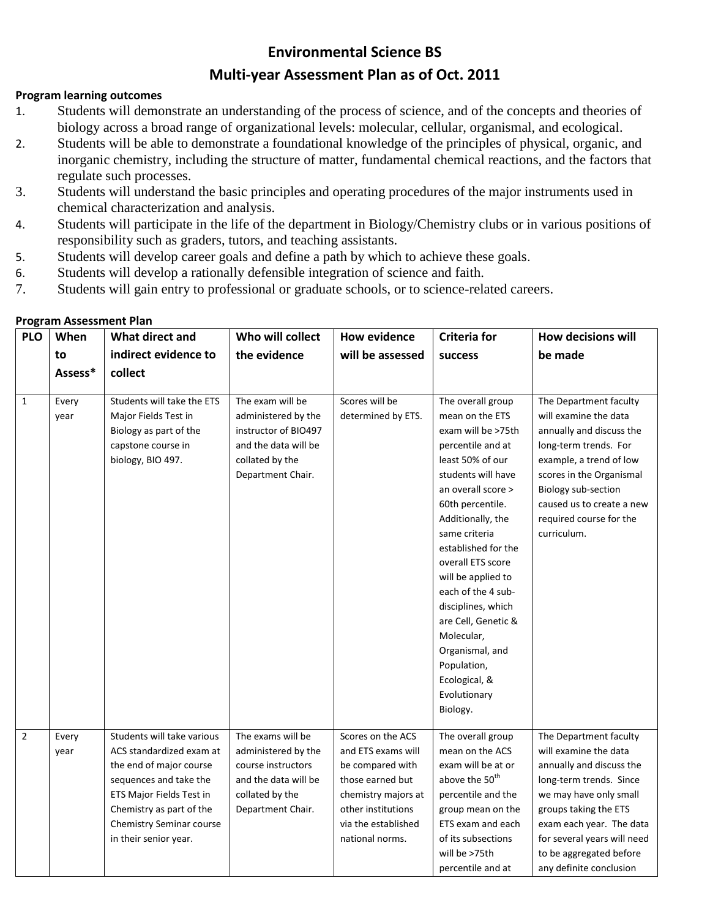# Environmental Science BS

## Multi-year Assessment Plan as of Oct. 2011

**Program learning outcomes**

1. Students will demonstrate an understanding of the process of science, and of the concepts and theories of biology across a broad range of organizational levels: molecular, cellular, organismal, and ecological.
2. Students will be able to demonstrate a foundational knowledge of the principles of physical, organic, and inorganic chemistry, including the structure of matter, fundamental chemical reactions, and the factors that regulate such processes.
3. Students will understand the basic principles and operating procedures of the major instruments used in chemical characterization and analysis.
4. Students will participate in the life of the department in Biology/Chemistry clubs or in various positions of responsibility such as graders, tutors, and teaching assistants.
5. Students will develop career goals and define a path by which to achieve these goals.
6. Students will develop a rationally defensible integration of science and faith.
7. Students will gain entry to professional or graduate schools, or to science-related careers.

**Program Assessment Plan**

| PLO | When to Assess* | What direct and indirect evidence to collect | Who will collect the evidence | How evidence will be assessed | Criteria for success | How decisions will be made |
|---|---|---|---|---|---|---|
| 1 | Every year | Students will take the ETS Major Fields Test in Biology as part of the capstone course in biology, BIO 497. | The exam will be administered by the instructor of BIO497 and the data will be collated by the Department Chair. | Scores will be determined by ETS. | The overall group mean on the ETS exam will be >75th percentile and at least 50% of our students will have an overall score > 60th percentile. Additionally, the same criteria established for the overall ETS score will be applied to each of the 4 sub-disciplines, which are Cell, Genetic & Molecular, Organismal, and Population, Ecological, & Evolutionary Biology. | The Department faculty will examine the data annually and discuss the long-term trends. For example, a trend of low scores in the Organismal Biology sub-section caused us to create a new required course for the curriculum. |
| 2 | Every year | Students will take various ACS standardized exam at the end of major course sequences and take the ETS Major Fields Test in Chemistry as part of the Chemistry Seminar course in their senior year. | The exams will be administered by the course instructors and the data will be collated by the Department Chair. | Scores on the ACS and ETS exams will be compared with those earned but chemistry majors at other institutions via the established national norms. | The overall group mean on the ACS exam will be at or above the 50th percentile and the group mean on the ETS exam and each of its subsections will be >75th percentile and at | The Department faculty will examine the data annually and discuss the long-term trends. Since we may have only small groups taking the ETS exam each year. The data for several years will need to be aggregated before any definite conclusion |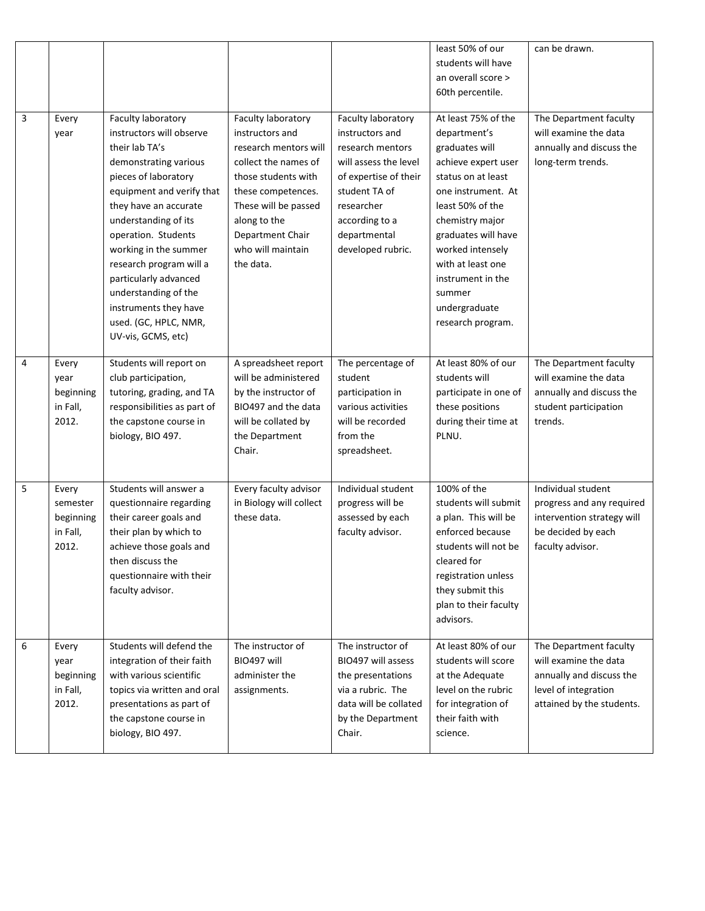| | | | | | | |
|---|---|---|---|---|---|---|
| | | | | | least 50% of our students will have an overall score > 60th percentile. | can be drawn. |
| 3 | Every year | Faculty laboratory instructors will observe their lab TA's demonstrating various pieces of laboratory equipment and verify that they have an accurate understanding of its operation. Students working in the summer research program will a particularly advanced understanding of the instruments they have used. (GC, HPLC, NMR, UV-vis, GCMS, etc) | Faculty laboratory instructors and research mentors will collect the names of those students with these competences. These will be passed along to the Department Chair who will maintain the data. | Faculty laboratory instructors and research mentors will assess the level of expertise of their student TA of researcher according to a departmental developed rubric. | At least 75% of the department's graduates will achieve expert user status on at least one instrument. At least 50% of the chemistry major graduates will have worked intensely with at least one instrument in the summer undergraduate research program. | The Department faculty will examine the data annually and discuss the long-term trends. |
| 4 | Every year beginning in Fall, 2012. | Students will report on club participation, tutoring, grading, and TA responsibilities as part of the capstone course in biology, BIO 497. | A spreadsheet report will be administered by the instructor of BIO497 and the data will be collated by the Department Chair. | The percentage of student participation in various activities will be recorded from the spreadsheet. | At least 80% of our students will participate in one of these positions during their time at PLNU. | The Department faculty will examine the data annually and discuss the student participation trends. |
| 5 | Every semester beginning in Fall, 2012. | Students will answer a questionnaire regarding their career goals and their plan by which to achieve those goals and then discuss the questionnaire with their faculty advisor. | Every faculty advisor in Biology will collect these data. | Individual student progress will be assessed by each faculty advisor. | 100% of the students will submit a plan. This will be enforced because students will not be cleared for registration unless they submit this plan to their faculty advisors. | Individual student progress and any required intervention strategy will be decided by each faculty advisor. |
| 6 | Every year beginning in Fall, 2012. | Students will defend the integration of their faith with various scientific topics via written and oral presentations as part of the capstone course in biology, BIO 497. | The instructor of BIO497 will administer the assignments. | The instructor of BIO497 will assess the presentations via a rubric. The data will be collated by the Department Chair. | At least 80% of our students will score at the Adequate level on the rubric for integration of their faith with science. | The Department faculty will examine the data annually and discuss the level of integration attained by the students. |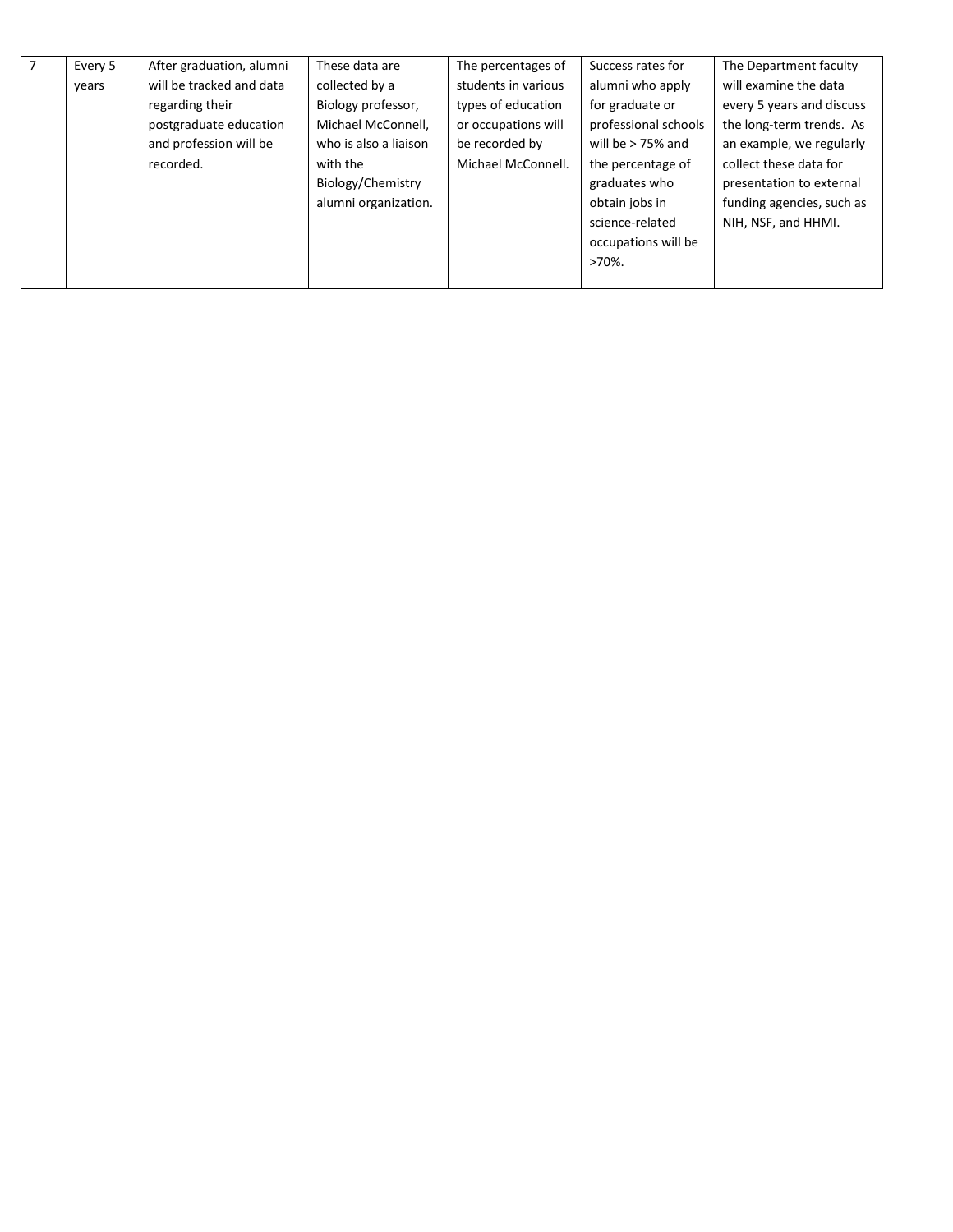| | | | | | | |
|---|---|---|---|---|---|---|
| 7 | Every 5 years | After graduation, alumni will be tracked and data regarding their postgraduate education and profession will be recorded. | These data are collected by a Biology professor, Michael McConnell, who is also a liaison with the Biology/Chemistry alumni organization. | The percentages of students in various types of education or occupations will be recorded by Michael McConnell. | Success rates for alumni who apply for graduate or professional schools will be > 75% and the percentage of graduates who obtain jobs in science-related occupations will be >70%. | The Department faculty will examine the data every 5 years and discuss the long-term trends. As an example, we regularly collect these data for presentation to external funding agencies, such as NIH, NSF, and HHMI. |